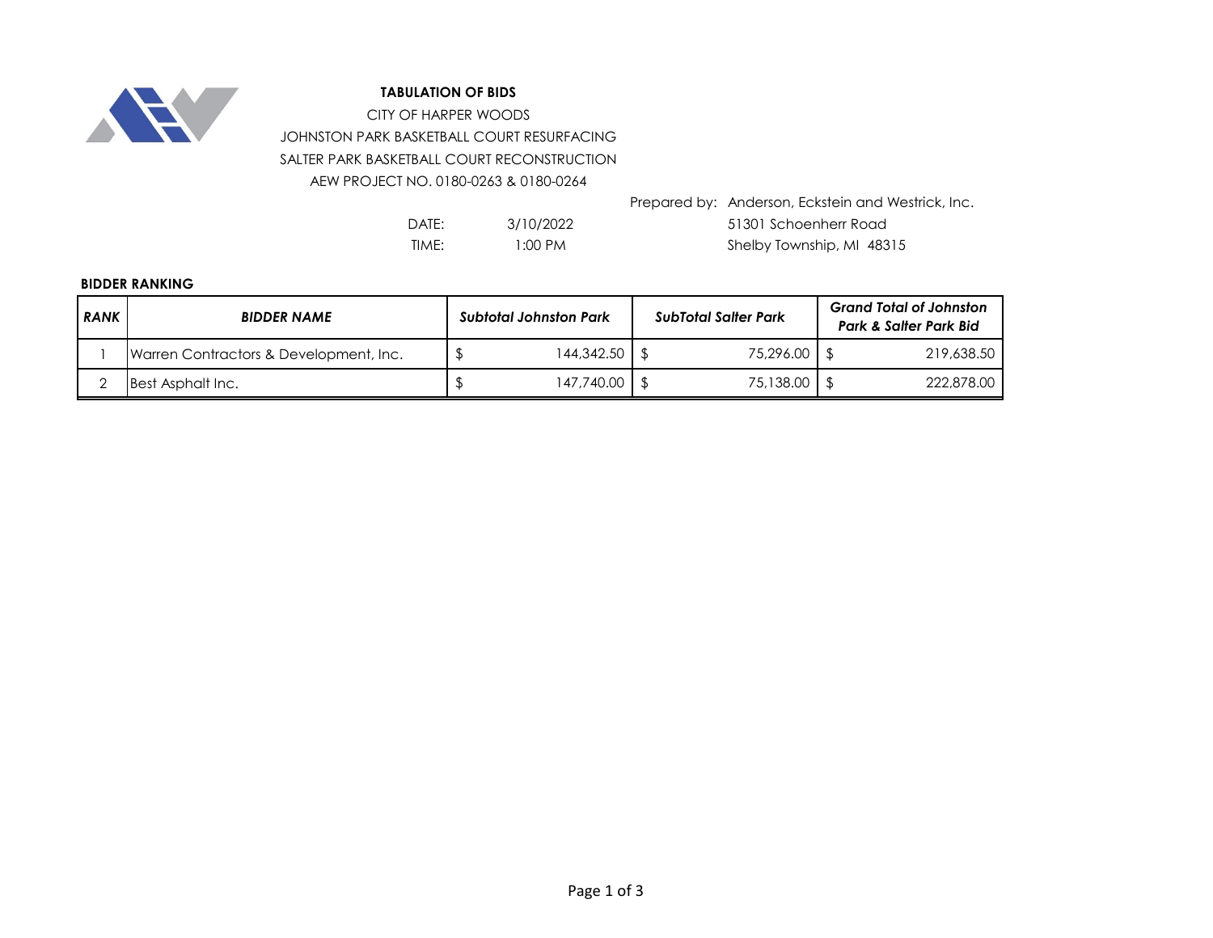**TABULATION OF BIDS**

CITY OF HARPER WOODS

JOHNSTON PARK BASKETBALL COURT RESURFACING

SALTER PARK BASKETBALL COURT RECONSTRUCTION

AEW PROJECT NO. 0180-0263 & 0180-0264

Prepared by: Anderson, Eckstein and Westrick, Inc.
51301 Schoenherr Road
Shelby Township, MI 48315

DATE: 3/10/2022

TIME: 1:00 PM

**BIDDER RANKING**

| ***RANK*** | ***BIDDER NAME*** | ***Subtotal Johnston Park*** | ***SubTotal Salter Park*** | ***Grand Total of Johnston Park & Salter Park Bid*** |
|---|---|---|---|---|
| 1 | Warren Contractors & Development, Inc. | $ 144,342.50 | $ 75,296.00 | $ 219,638.50 |
| 2 | Best Asphalt Inc. | $ 147,740.00 | $ 75,138.00 | $ 222,878.00 |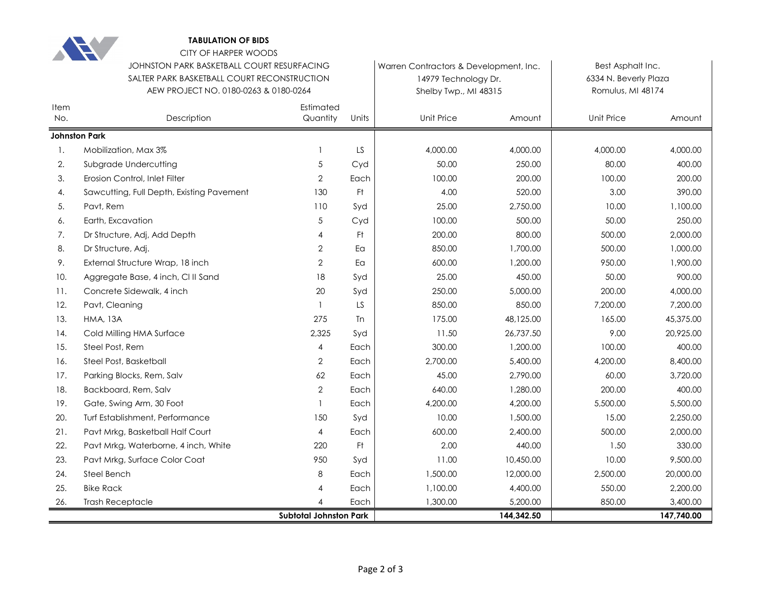**TABULATION OF BIDS**

CITY OF HARPER WOODS

JOHNSTON PARK BASKETBALL COURT RESURFACING
SALTER PARK BASKETBALL COURT RECONSTRUCTION
AEW PROJECT NO. 0180-0263 & 0180-0264

| | | | | Warren Contractors & Development, Inc. 14979 Technology Dr. Shelby Twp., MI 48315 | | Best Asphalt Inc. 6334 N. Beverly Plaza Romulus, MI 48174 | |
|---|---|---|---|---|---|---|---|
| Item No. | Description | Estimated Quantity | Units | Unit Price | Amount | Unit Price | Amount |
| **Johnston Park** | | | | | | | |
| 1. | Mobilization, Max 3% | 1 | LS | 4,000.00 | 4,000.00 | 4,000.00 | 4,000.00 |
| 2. | Subgrade Undercutting | 5 | Cyd | 50.00 | 250.00 | 80.00 | 400.00 |
| 3. | Erosion Control, Inlet Filter | 2 | Each | 100.00 | 200.00 | 100.00 | 200.00 |
| 4. | Sawcutting, Full Depth, Existing Pavement | 130 | Ft | 4.00 | 520.00 | 3.00 | 390.00 |
| 5. | Pavt, Rem | 110 | Syd | 25.00 | 2,750.00 | 10.00 | 1,100.00 |
| 6. | Earth, Excavation | 5 | Cyd | 100.00 | 500.00 | 50.00 | 250.00 |
| 7. | Dr Structure, Adj, Add Depth | 4 | Ft | 200.00 | 800.00 | 500.00 | 2,000.00 |
| 8. | Dr Structure, Adj. | 2 | Ea | 850.00 | 1,700.00 | 500.00 | 1,000.00 |
| 9. | External Structure Wrap, 18 inch | 2 | Ea | 600.00 | 1,200.00 | 950.00 | 1,900.00 |
| 10. | Aggregate Base, 4 inch, Cl II Sand | 18 | Syd | 25.00 | 450.00 | 50.00 | 900.00 |
| 11. | Concrete Sidewalk, 4 inch | 20 | Syd | 250.00 | 5,000.00 | 200.00 | 4,000.00 |
| 12. | Pavt, Cleaning | 1 | LS | 850.00 | 850.00 | 7,200.00 | 7,200.00 |
| 13. | HMA, 13A | 275 | Tn | 175.00 | 48,125.00 | 165.00 | 45,375.00 |
| 14. | Cold Milling HMA Surface | 2,325 | Syd | 11.50 | 26,737.50 | 9.00 | 20,925.00 |
| 15. | Steel Post, Rem | 4 | Each | 300.00 | 1,200.00 | 100.00 | 400.00 |
| 16. | Steel Post, Basketball | 2 | Each | 2,700.00 | 5,400.00 | 4,200.00 | 8,400.00 |
| 17. | Parking Blocks, Rem, Salv | 62 | Each | 45.00 | 2,790.00 | 60.00 | 3,720.00 |
| 18. | Backboard, Rem, Salv | 2 | Each | 640.00 | 1,280.00 | 200.00 | 400.00 |
| 19. | Gate, Swing Arm, 30 Foot | 1 | Each | 4,200.00 | 4,200.00 | 5,500.00 | 5,500.00 |
| 20. | Turf Establishment, Performance | 150 | Syd | 10.00 | 1,500.00 | 15.00 | 2,250.00 |
| 21. | Pavt Mrkg, Basketball Half Court | 4 | Each | 600.00 | 2,400.00 | 500.00 | 2,000.00 |
| 22. | Pavt Mrkg, Waterborne, 4 inch, White | 220 | Ft | 2.00 | 440.00 | 1.50 | 330.00 |
| 23. | Pavt Mrkg, Surface Color Coat | 950 | Syd | 11.00 | 10,450.00 | 10.00 | 9,500.00 |
| 24. | Steel Bench | 8 | Each | 1,500.00 | 12,000.00 | 2,500.00 | 20,000.00 |
| 25. | Bike Rack | 4 | Each | 1,100.00 | 4,400.00 | 550.00 | 2,200.00 |
| 26. | Trash Receptacle | 4 | Each | 1,300.00 | 5,200.00 | 850.00 | 3,400.00 |
| | | **Subtotal Johnston Park** | | | **144,342.50** | | **147,740.00** |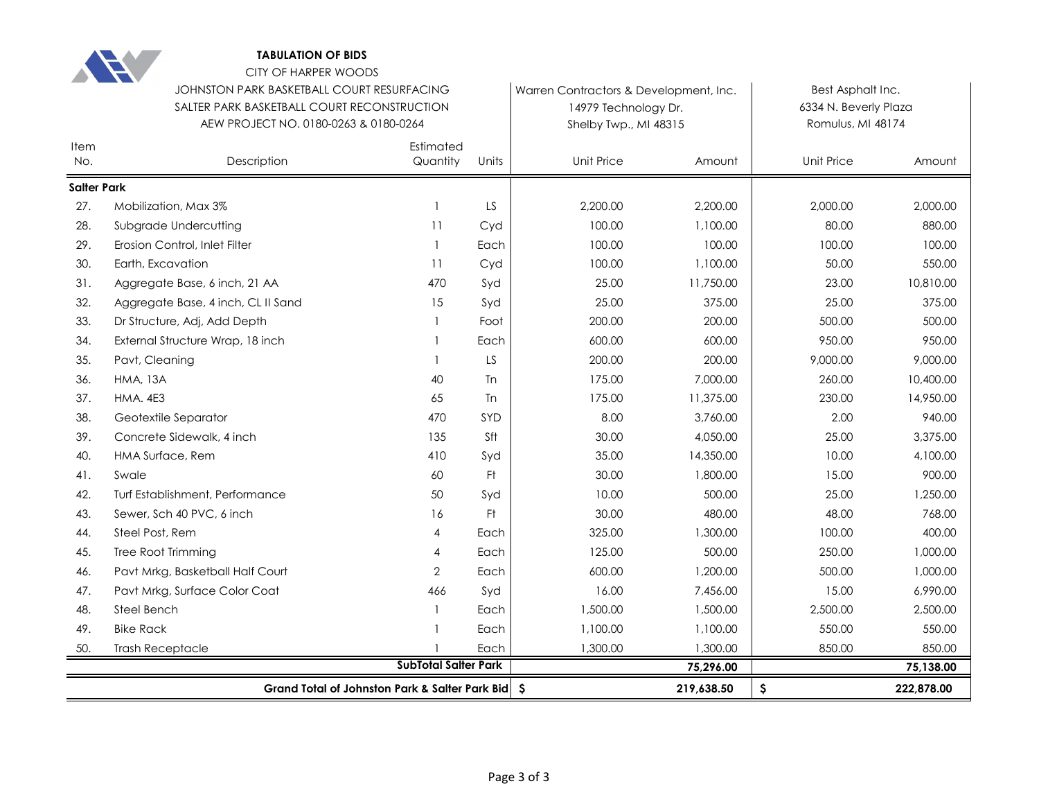**TABULATION OF BIDS**

CITY OF HARPER WOODS

JOHNSTON PARK BASKETBALL COURT RESURFACING

SALTER PARK BASKETBALL COURT RECONSTRUCTION

AEW PROJECT NO. 0180-0263 & 0180-0264

| | | | | Warren Contractors & Development, Inc. 14979 Technology Dr. Shelby Twp., MI 48315 | | Best Asphalt Inc. 6334 N. Beverly Plaza Romulus, MI 48174 | |
|---|---|---|---|---|---|---|---|
| Item No. | Description | Estimated Quantity | Units | Unit Price | Amount | Unit Price | Amount |
| **Salter Park** | | | | | | | |
| 27. | Mobilization, Max 3% | 1 | LS | 2,200.00 | 2,200.00 | 2,000.00 | 2,000.00 |
| 28. | Subgrade Undercutting | 11 | Cyd | 100.00 | 1,100.00 | 80.00 | 880.00 |
| 29. | Erosion Control, Inlet Filter | 1 | Each | 100.00 | 100.00 | 100.00 | 100.00 |
| 30. | Earth, Excavation | 11 | Cyd | 100.00 | 1,100.00 | 50.00 | 550.00 |
| 31. | Aggregate Base, 6 inch, 21 AA | 470 | Syd | 25.00 | 11,750.00 | 23.00 | 10,810.00 |
| 32. | Aggregate Base, 4 inch, CL II Sand | 15 | Syd | 25.00 | 375.00 | 25.00 | 375.00 |
| 33. | Dr Structure, Adj, Add Depth | 1 | Foot | 200.00 | 200.00 | 500.00 | 500.00 |
| 34. | External Structure Wrap, 18 inch | 1 | Each | 600.00 | 600.00 | 950.00 | 950.00 |
| 35. | Pavt, Cleaning | 1 | LS | 200.00 | 200.00 | 9,000.00 | 9,000.00 |
| 36. | HMA, 13A | 40 | Tn | 175.00 | 7,000.00 | 260.00 | 10,400.00 |
| 37. | HMA. 4E3 | 65 | Tn | 175.00 | 11,375.00 | 230.00 | 14,950.00 |
| 38. | Geotextile Separator | 470 | SYD | 8.00 | 3,760.00 | 2.00 | 940.00 |
| 39. | Concrete Sidewalk, 4 inch | 135 | Sft | 30.00 | 4,050.00 | 25.00 | 3,375.00 |
| 40. | HMA Surface, Rem | 410 | Syd | 35.00 | 14,350.00 | 10.00 | 4,100.00 |
| 41. | Swale | 60 | Ft | 30.00 | 1,800.00 | 15.00 | 900.00 |
| 42. | Turf Establishment, Performance | 50 | Syd | 10.00 | 500.00 | 25.00 | 1,250.00 |
| 43. | Sewer, Sch 40 PVC, 6 inch | 16 | Ft | 30.00 | 480.00 | 48.00 | 768.00 |
| 44. | Steel Post, Rem | 4 | Each | 325.00 | 1,300.00 | 100.00 | 400.00 |
| 45. | Tree Root Trimming | 4 | Each | 125.00 | 500.00 | 250.00 | 1,000.00 |
| 46. | Pavt Mrkg, Basketball Half Court | 2 | Each | 600.00 | 1,200.00 | 500.00 | 1,000.00 |
| 47. | Pavt Mrkg, Surface Color Coat | 466 | Syd | 16.00 | 7,456.00 | 15.00 | 6,990.00 |
| 48. | Steel Bench | 1 | Each | 1,500.00 | 1,500.00 | 2,500.00 | 2,500.00 |
| 49. | Bike Rack | 1 | Each | 1,100.00 | 1,100.00 | 550.00 | 550.00 |
| 50. | Trash Receptacle | 1 | Each | 1,300.00 | 1,300.00 | 850.00 | 850.00 |
| | **SubTotal Salter Park** | | | | **75,296.00** | | **75,138.00** |
| | **Grand Total of Johnston Park & Salter Park Bid** | | | $ | **219,638.50** | $ | **222,878.00** |